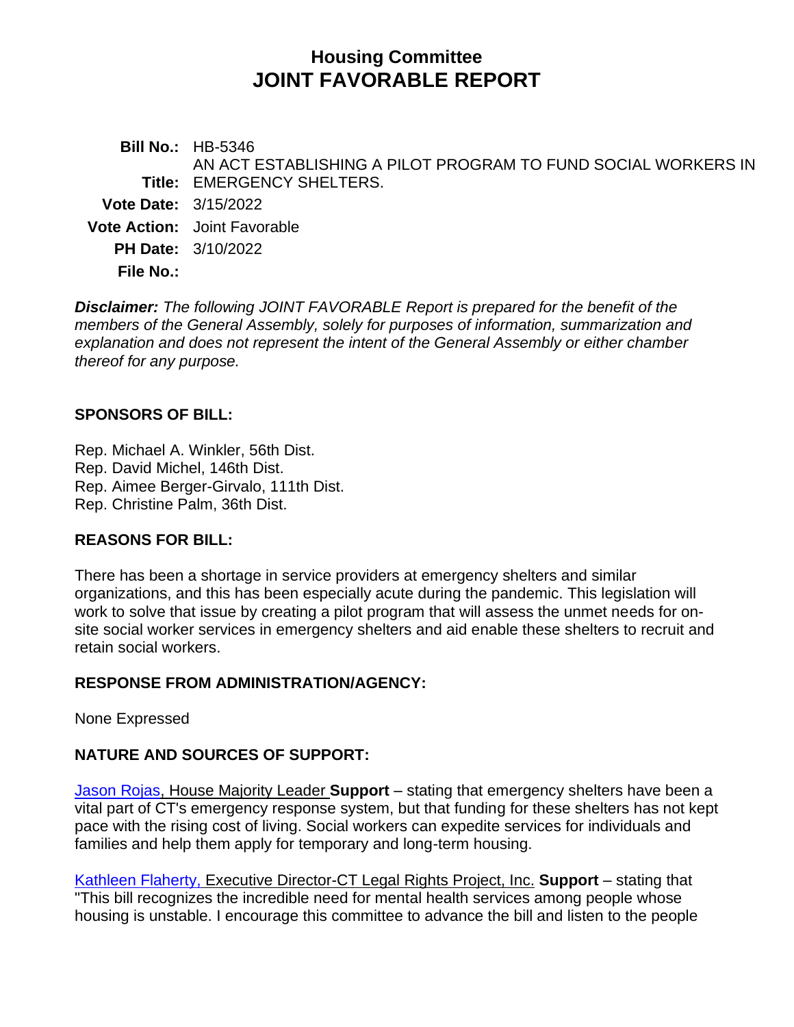# Housing Committee
# JOINT FAVORABLE REPORT

**Bill No.:** HB-5346

**Title:** AN ACT ESTABLISHING A PILOT PROGRAM TO FUND SOCIAL WORKERS IN EMERGENCY SHELTERS.

**Vote Date:** 3/15/2022

**Vote Action:** Joint Favorable

**PH Date:** 3/10/2022

**File No.:**

***Disclaimer:*** *The following JOINT FAVORABLE Report is prepared for the benefit of the members of the General Assembly, solely for purposes of information, summarization and explanation and does not represent the intent of the General Assembly or either chamber thereof for any purpose.*

## SPONSORS OF BILL:

Rep. Michael A. Winkler, 56th Dist.
Rep. David Michel, 146th Dist.
Rep. Aimee Berger-Girvalo, 111th Dist.
Rep. Christine Palm, 36th Dist.

## REASONS FOR BILL:

There has been a shortage in service providers at emergency shelters and similar organizations, and this has been especially acute during the pandemic. This legislation will work to solve that issue by creating a pilot program that will assess the unmet needs for on-site social worker services in emergency shelters and aid enable these shelters to recruit and retain social workers.

## RESPONSE FROM ADMINISTRATION/AGENCY:

None Expressed

## NATURE AND SOURCES OF SUPPORT:

Jason Rojas, House Majority Leader **Support** – stating that emergency shelters have been a vital part of CT's emergency response system, but that funding for these shelters has not kept pace with the rising cost of living. Social workers can expedite services for individuals and families and help them apply for temporary and long-term housing.

Kathleen Flaherty, Executive Director-CT Legal Rights Project, Inc. **Support** – stating that "This bill recognizes the incredible need for mental health services among people whose housing is unstable. I encourage this committee to advance the bill and listen to the people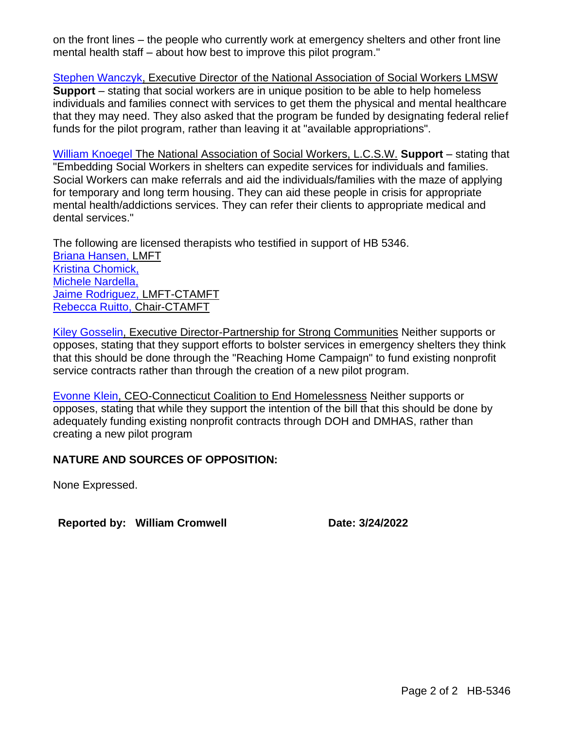on the front lines – the people who currently work at emergency shelters and other front line mental health staff – about how best to improve this pilot program."

Stephen Wanczyk, Executive Director of the National Association of Social Workers LMSW **Support** – stating that social workers are in unique position to be able to help homeless individuals and families connect with services to get them the physical and mental healthcare that they may need. They also asked that the program be funded by designating federal relief funds for the pilot program, rather than leaving it at "available appropriations".

William Knoegel The National Association of Social Workers, L.C.S.W. **Support** – stating that "Embedding Social Workers in shelters can expedite services for individuals and families. Social Workers can make referrals and aid the individuals/families with the maze of applying for temporary and long term housing. They can aid these people in crisis for appropriate mental health/addictions services. They can refer their clients to appropriate medical and dental services."

The following are licensed therapists who testified in support of HB 5346.
Briana Hansen, LMFT
Kristina Chomick,
Michele Nardella,
Jaime Rodriguez, LMFT-CTAMFT
Rebecca Ruitto, Chair-CTAMFT

Kiley Gosselin, Executive Director-Partnership for Strong Communities Neither supports or opposes, stating that they support efforts to bolster services in emergency shelters they think that this should be done through the "Reaching Home Campaign" to fund existing nonprofit service contracts rather than through the creation of a new pilot program.

Evonne Klein, CEO-Connecticut Coalition to End Homelessness Neither supports or opposes, stating that while they support the intention of the bill that this should be done by adequately funding existing nonprofit contracts through DOH and DMHAS, rather than creating a new pilot program

**NATURE AND SOURCES OF OPPOSITION:**

None Expressed.

**Reported by: William Cromwell** **Date: 3/24/2022**